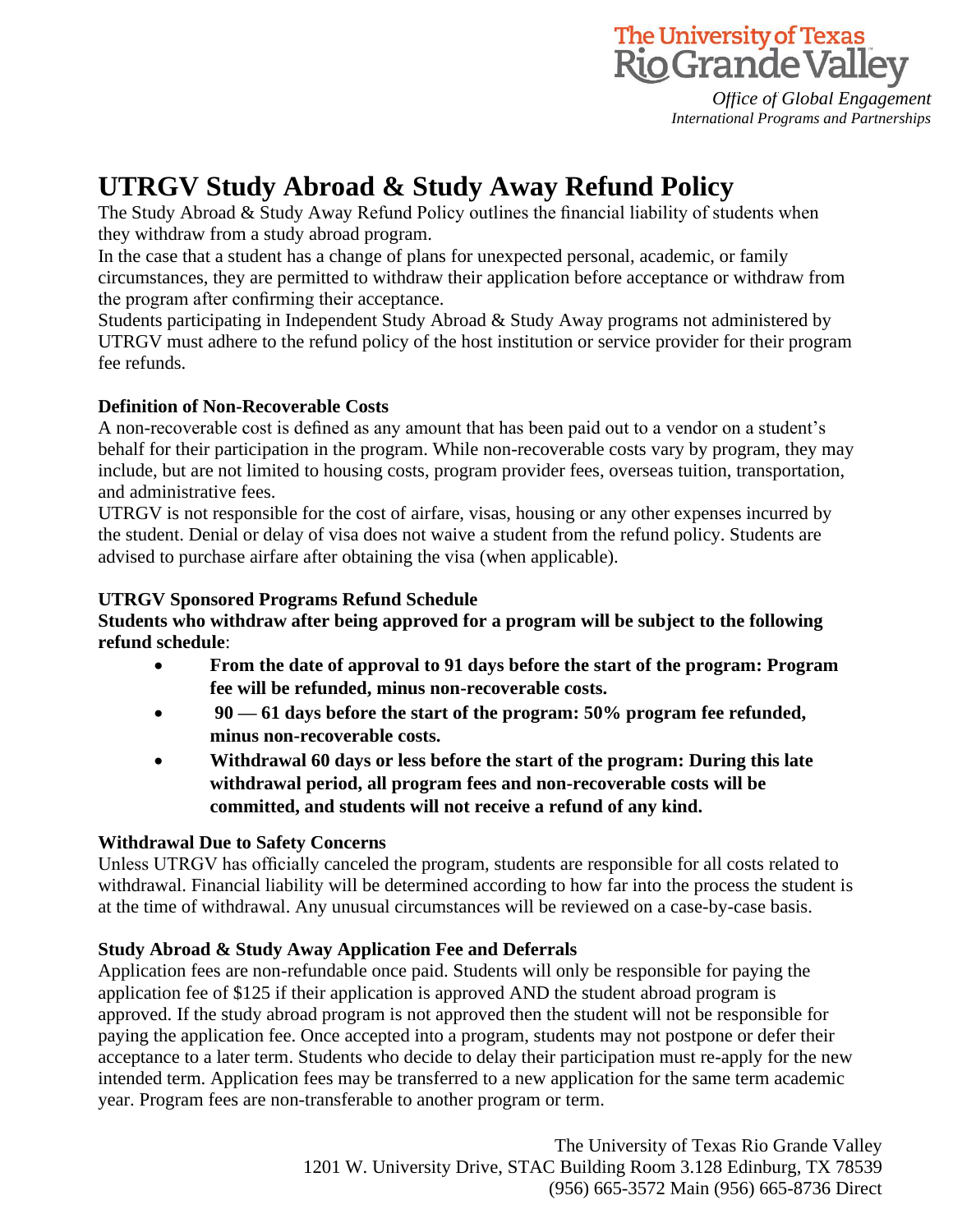The University of Texas Rio Grande Valley

*Office of Global Engagement*
*International Programs and Partnerships*

# UTRGV Study Abroad & Study Away Refund Policy

The Study Abroad & Study Away Refund Policy outlines the financial liability of students when they withdraw from a study abroad program.

In the case that a student has a change of plans for unexpected personal, academic, or family circumstances, they are permitted to withdraw their application before acceptance or withdraw from the program after confirming their acceptance.

Students participating in Independent Study Abroad & Study Away programs not administered by UTRGV must adhere to the refund policy of the host institution or service provider for their program fee refunds.

**Definition of Non-Recoverable Costs**

A non-recoverable cost is defined as any amount that has been paid out to a vendor on a student's behalf for their participation in the program. While non-recoverable costs vary by program, they may include, but are not limited to housing costs, program provider fees, overseas tuition, transportation, and administrative fees.

UTRGV is not responsible for the cost of airfare, visas, housing or any other expenses incurred by the student. Denial or delay of visa does not waive a student from the refund policy. Students are advised to purchase airfare after obtaining the visa (when applicable).

**UTRGV Sponsored Programs Refund Schedule**

**Students who withdraw after being approved for a program will be subject to the following refund schedule**:

- **From the date of approval to 91 days before the start of the program: Program fee will be refunded, minus non-recoverable costs.**
- **90 — 61 days before the start of the program: 50% program fee refunded, minus non-recoverable costs.**
- **Withdrawal 60 days or less before the start of the program: During this late withdrawal period, all program fees and non-recoverable costs will be committed, and students will not receive a refund of any kind.**

**Withdrawal Due to Safety Concerns**

Unless UTRGV has officially canceled the program, students are responsible for all costs related to withdrawal. Financial liability will be determined according to how far into the process the student is at the time of withdrawal. Any unusual circumstances will be reviewed on a case-by-case basis.

**Study Abroad & Study Away Application Fee and Deferrals**

Application fees are non-refundable once paid. Students will only be responsible for paying the application fee of $125 if their application is approved AND the student abroad program is approved. If the study abroad program is not approved then the student will not be responsible for paying the application fee. Once accepted into a program, students may not postpone or defer their acceptance to a later term. Students who decide to delay their participation must re-apply for the new intended term. Application fees may be transferred to a new application for the same term academic year. Program fees are non-transferable to another program or term.

The University of Texas Rio Grande Valley
1201 W. University Drive, STAC Building Room 3.128 Edinburg, TX 78539
(956) 665-3572 Main (956) 665-8736 Direct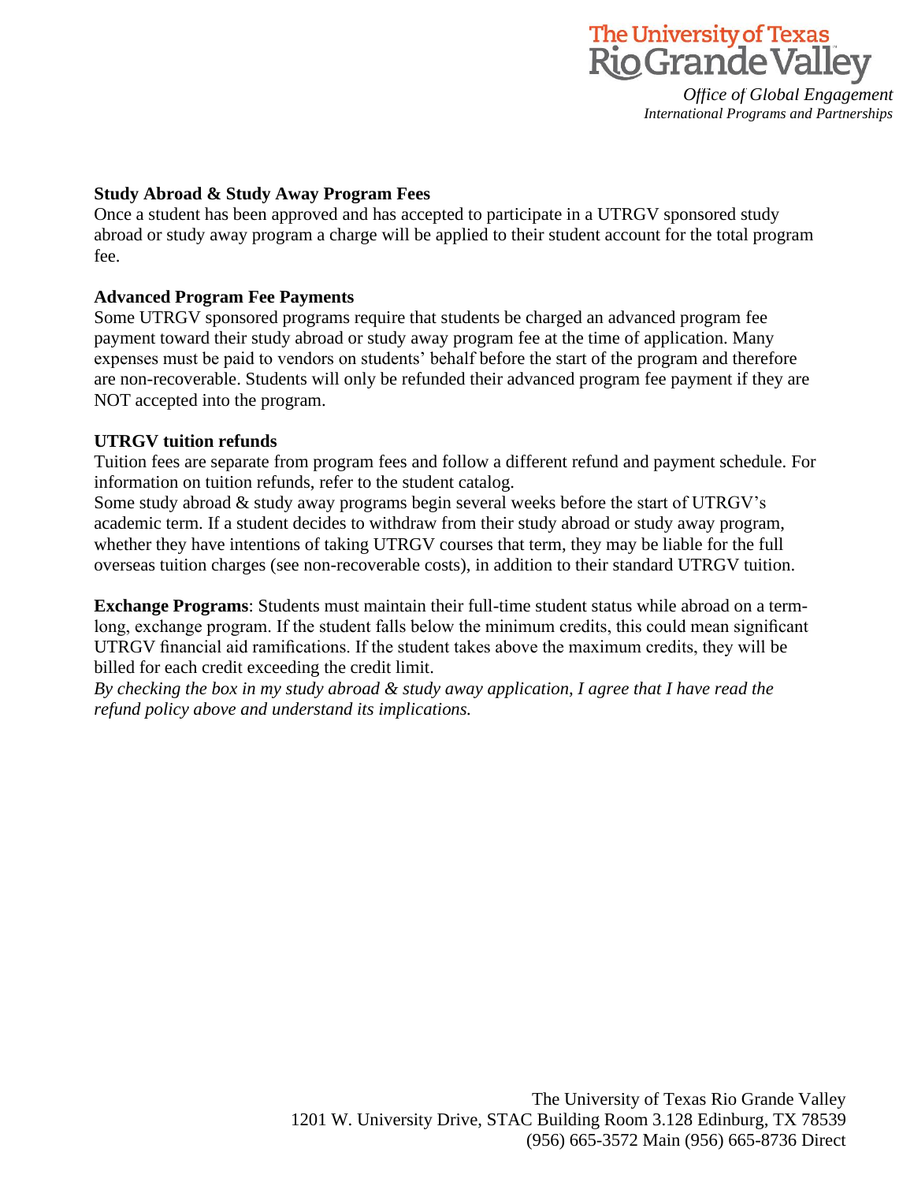**Study Abroad & Study Away Program Fees**

Once a student has been approved and has accepted to participate in a UTRGV sponsored study abroad or study away program a charge will be applied to their student account for the total program fee.

**Advanced Program Fee Payments**

Some UTRGV sponsored programs require that students be charged an advanced program fee payment toward their study abroad or study away program fee at the time of application. Many expenses must be paid to vendors on students' behalf before the start of the program and therefore are non-recoverable. Students will only be refunded their advanced program fee payment if they are NOT accepted into the program.

**UTRGV tuition refunds**

Tuition fees are separate from program fees and follow a different refund and payment schedule. For information on tuition refunds, refer to the student catalog.

Some study abroad & study away programs begin several weeks before the start of UTRGV's academic term. If a student decides to withdraw from their study abroad or study away program, whether they have intentions of taking UTRGV courses that term, they may be liable for the full overseas tuition charges (see non-recoverable costs), in addition to their standard UTRGV tuition.

**Exchange Programs**: Students must maintain their full-time student status while abroad on a term-long, exchange program. If the student falls below the minimum credits, this could mean significant UTRGV financial aid ramifications. If the student takes above the maximum credits, they will be billed for each credit exceeding the credit limit.

*By checking the box in my study abroad & study away application, I agree that I have read the refund policy above and understand its implications.*